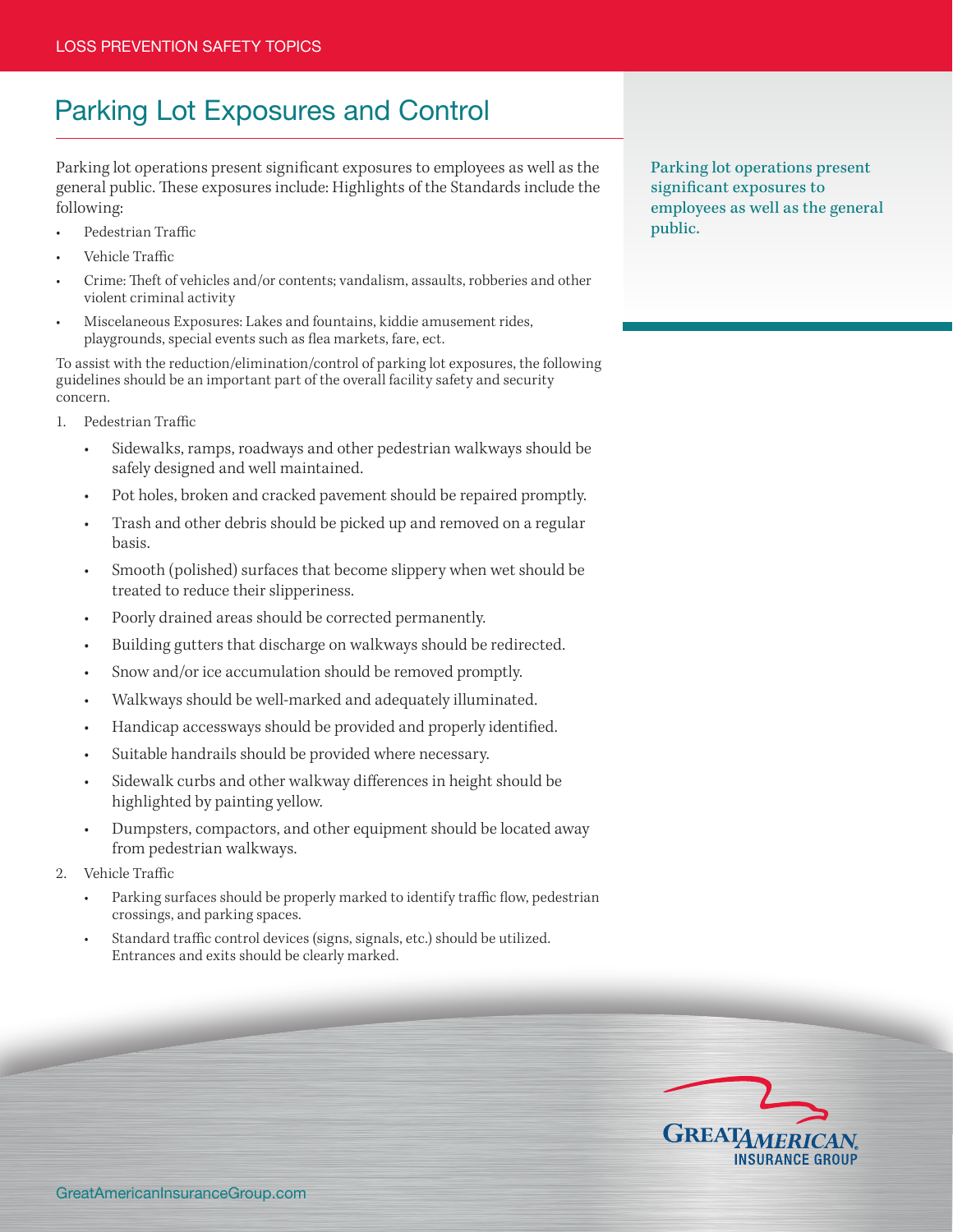# Parking Lot Exposures and Control

Parking lot operations present significant exposures to employees as well as the general public. These exposures include: Highlights of the Standards include the following:

- Pedestrian Traffic
- Vehicle Traffic
- Crime: Theft of vehicles and/or contents; vandalism, assaults, robberies and other violent criminal activity
- Miscelaneous Exposures: Lakes and fountains, kiddie amusement rides, playgrounds, special events such as flea markets, fare, ect.

To assist with the reduction/elimination/control of parking lot exposures, the following guidelines should be an important part of the overall facility safety and security concern.

Parking lot operations present significant exposures to employees as well as the general public.

1. Pedestrian Traffic
   - Sidewalks, ramps, roadways and other pedestrian walkways should be safely designed and well maintained.
   - Pot holes, broken and cracked pavement should be repaired promptly.
   - Trash and other debris should be picked up and removed on a regular basis.
   - Smooth (polished) surfaces that become slippery when wet should be treated to reduce their slipperiness.
   - Poorly drained areas should be corrected permanently.
   - Building gutters that discharge on walkways should be redirected.
   - Snow and/or ice accumulation should be removed promptly.
   - Walkways should be well-marked and adequately illuminated.
   - Handicap accessways should be provided and properly identified.
   - Suitable handrails should be provided where necessary.
   - Sidewalk curbs and other walkway differences in height should be highlighted by painting yellow.
   - Dumpsters, compactors, and other equipment should be located away from pedestrian walkways.
2. Vehicle Traffic
   - Parking surfaces should be properly marked to identify traffic flow, pedestrian crossings, and parking spaces.
   - Standard traffic control devices (signs, signals, etc.) should be utilized. Entrances and exits should be clearly marked.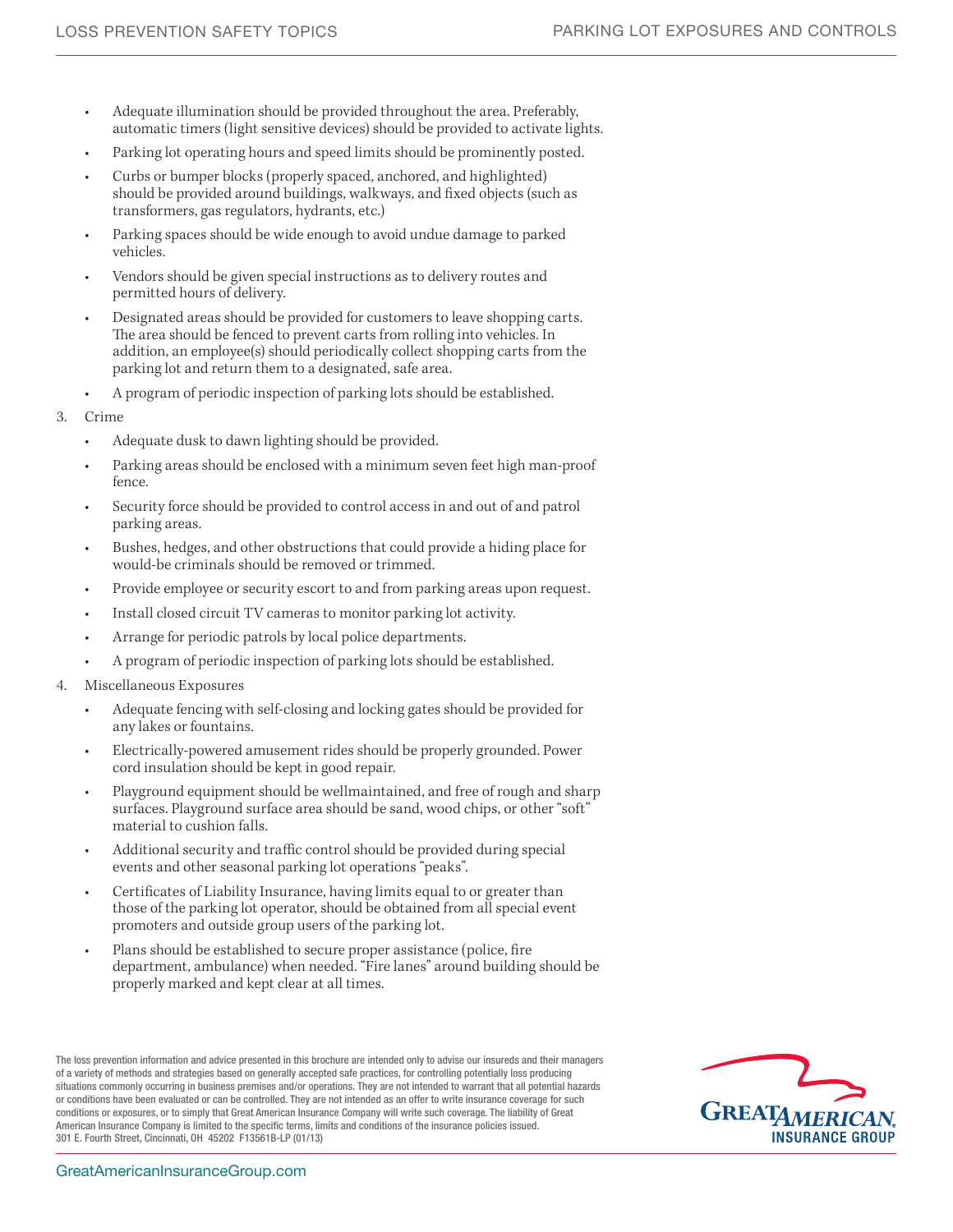- Adequate illumination should be provided throughout the area. Preferably, automatic timers (light sensitive devices) should be provided to activate lights.
- Parking lot operating hours and speed limits should be prominently posted.
- Curbs or bumper blocks (properly spaced, anchored, and highlighted) should be provided around buildings, walkways, and fixed objects (such as transformers, gas regulators, hydrants, etc.)
- Parking spaces should be wide enough to avoid undue damage to parked vehicles.
- Vendors should be given special instructions as to delivery routes and permitted hours of delivery.
- Designated areas should be provided for customers to leave shopping carts. The area should be fenced to prevent carts from rolling into vehicles. In addition, an employee(s) should periodically collect shopping carts from the parking lot and return them to a designated, safe area.
- A program of periodic inspection of parking lots should be established.

3. Crime
   - Adequate dusk to dawn lighting should be provided.
   - Parking areas should be enclosed with a minimum seven feet high man-proof fence.
   - Security force should be provided to control access in and out of and patrol parking areas.
   - Bushes, hedges, and other obstructions that could provide a hiding place for would-be criminals should be removed or trimmed.
   - Provide employee or security escort to and from parking areas upon request.
   - Install closed circuit TV cameras to monitor parking lot activity.
   - Arrange for periodic patrols by local police departments.
   - A program of periodic inspection of parking lots should be established.
4. Miscellaneous Exposures
   - Adequate fencing with self-closing and locking gates should be provided for any lakes or fountains.
   - Electrically-powered amusement rides should be properly grounded. Power cord insulation should be kept in good repair.
   - Playground equipment should be wellmaintained, and free of rough and sharp surfaces. Playground surface area should be sand, wood chips, or other "soft" material to cushion falls.
   - Additional security and traffic control should be provided during special events and other seasonal parking lot operations "peaks".
   - Certificates of Liability Insurance, having limits equal to or greater than those of the parking lot operator, should be obtained from all special event promoters and outside group users of the parking lot.
   - Plans should be established to secure proper assistance (police, fire department, ambulance) when needed. "Fire lanes" around building should be properly marked and kept clear at all times.

The loss prevention information and advice presented in this brochure are intended only to advise our insureds and their managers of a variety of methods and strategies based on generally accepted safe practices, for controlling potentially loss producing situations commonly occurring in business premises and/or operations. They are not intended to warrant that all potential hazards or conditions have been evaluated or can be controlled. They are not intended as an offer to write insurance coverage for such conditions or exposures, or to simply that Great American Insurance Company will write such coverage. The liability of Great American Insurance Company is limited to the specific terms, limits and conditions of the insurance policies issued.
301 E. Fourth Street, Cincinnati, OH 45202 F13561B-LP (01/13)

GreatAmericanInsuranceGroup.com